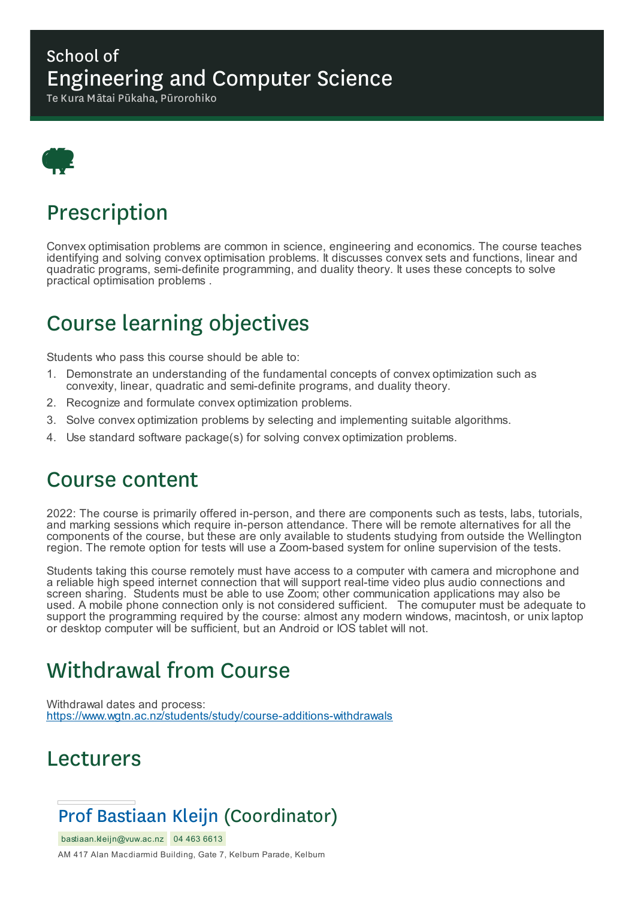School of
# Engineering and Computer Science
Te Kura Mātai Pūkaha, Pūrorohiko

## Prescription

Convex optimisation problems are common in science, engineering and economics. The course teaches identifying and solving convex optimisation problems. It discusses convex sets and functions, linear and quadratic programs, semi-definite programming, and duality theory. It uses these concepts to solve practical optimisation problems .

## Course learning objectives

Students who pass this course should be able to:

1. Demonstrate an understanding of the fundamental concepts of convex optimization such as convexity, linear, quadratic and semi-definite programs, and duality theory.
2. Recognize and formulate convex optimization problems.
3. Solve convex optimization problems by selecting and implementing suitable algorithms.
4. Use standard software package(s) for solving convex optimization problems.

## Course content

2022: The course is primarily offered in-person, and there are components such as tests, labs, tutorials, and marking sessions which require in-person attendance. There will be remote alternatives for all the components of the course, but these are only available to students studying from outside the Wellington region. The remote option for tests will use a Zoom-based system for online supervision of the tests.

Students taking this course remotely must have access to a computer with camera and microphone and a reliable high speed internet connection that will support real-time video plus audio connections and screen sharing. Students must be able to use Zoom; other communication applications may also be used. A mobile phone connection only is not considered sufficient. The comuputer must be adequate to support the programming required by the course: almost any modern windows, macintosh, or unix laptop or desktop computer will be sufficient, but an Android or IOS tablet will not.

## Withdrawal from Course

Withdrawal dates and process:
https://www.wgtn.ac.nz/students/study/course-additions-withdrawals

## Lecturers

### Prof Bastiaan Kleijn (Coordinator)

bastiaan.kleijn@vuw.ac.nz 04 463 6613

AM 417 Alan Macdiarmid Building, Gate 7, Kelburn Parade, Kelburn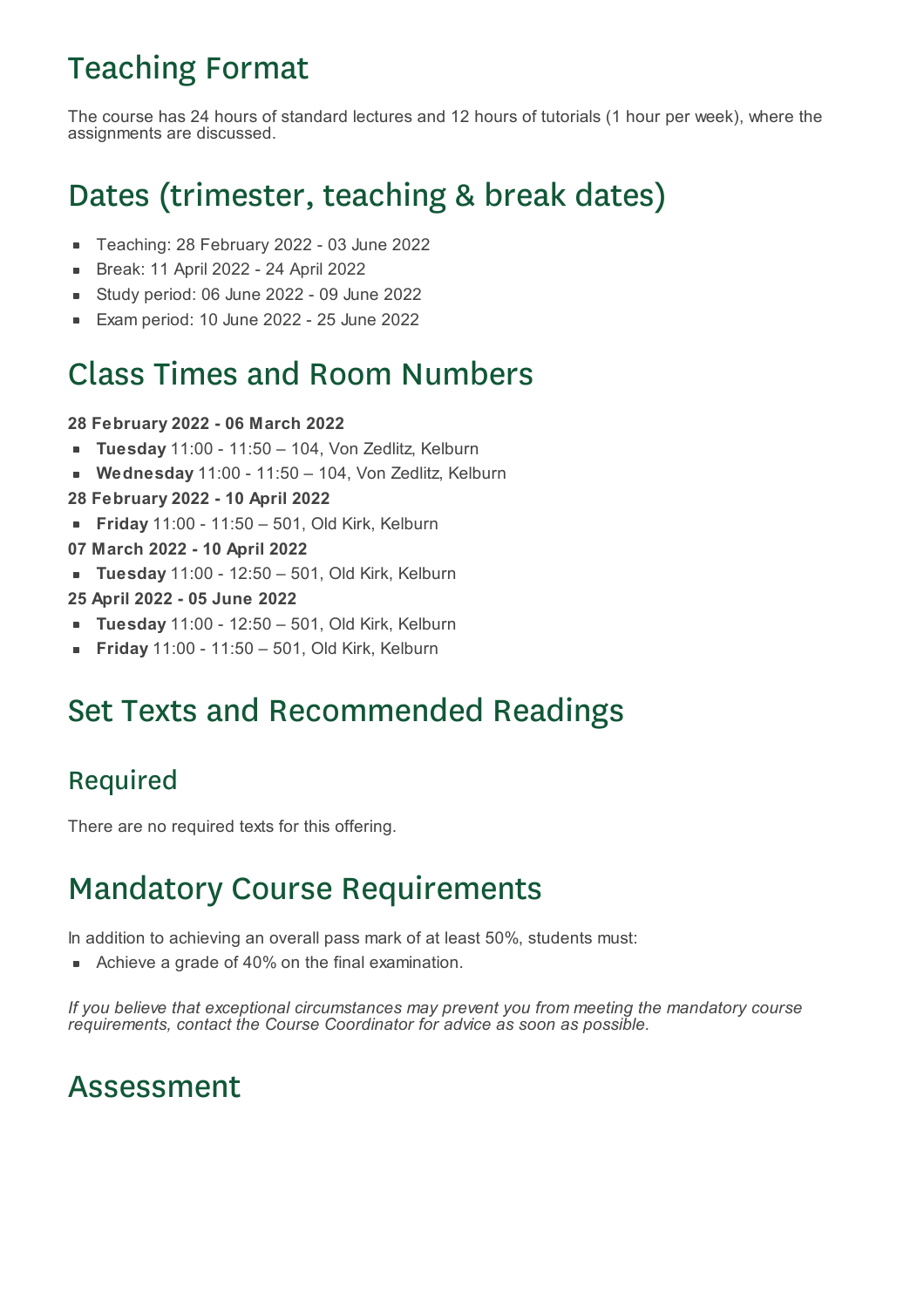# Teaching Format

The course has 24 hours of standard lectures and 12 hours of tutorials (1 hour per week), where the assignments are discussed.

# Dates (trimester, teaching & break dates)

- Teaching: 28 February 2022 - 03 June 2022
- Break: 11 April 2022 - 24 April 2022
- Study period: 06 June 2022 - 09 June 2022
- Exam period: 10 June 2022 - 25 June 2022

# Class Times and Room Numbers

**28 February 2022 - 06 March 2022**

- **Tuesday** 11:00 - 11:50 – 104, Von Zedlitz, Kelburn
- **Wednesday** 11:00 - 11:50 – 104, Von Zedlitz, Kelburn

**28 February 2022 - 10 April 2022**

- **Friday** 11:00 - 11:50 – 501, Old Kirk, Kelburn

**07 March 2022 - 10 April 2022**

- **Tuesday** 11:00 - 12:50 – 501, Old Kirk, Kelburn

**25 April 2022 - 05 June 2022**

- **Tuesday** 11:00 - 12:50 – 501, Old Kirk, Kelburn
- **Friday** 11:00 - 11:50 – 501, Old Kirk, Kelburn

# Set Texts and Recommended Readings

## Required

There are no required texts for this offering.

# Mandatory Course Requirements

In addition to achieving an overall pass mark of at least 50%, students must:

- Achieve a grade of 40% on the final examination.

*If you believe that exceptional circumstances may prevent you from meeting the mandatory course requirements, contact the Course Coordinator for advice as soon as possible.*

# Assessment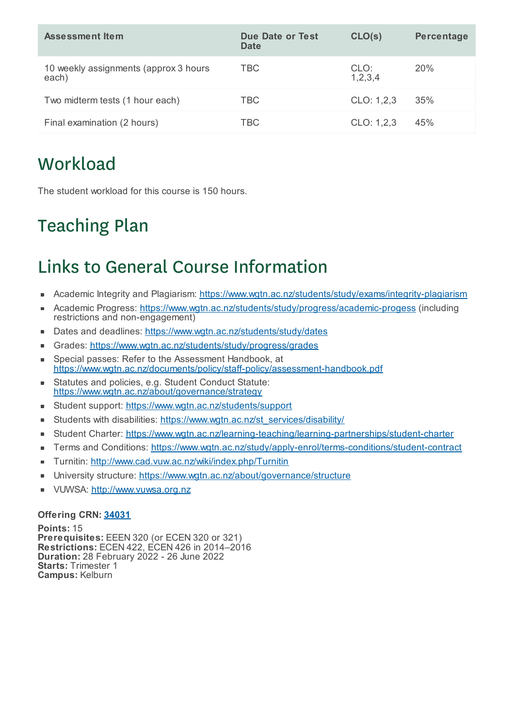| Assessment Item | Due Date or Test Date | CLO(s) | Percentage |
|---|---|---|---|
| 10 weekly assignments (approx 3 hours each) | TBC | CLO: 1,2,3,4 | 20% |
| Two midterm tests (1 hour each) | TBC | CLO: 1,2,3 | 35% |
| Final examination (2 hours) | TBC | CLO: 1,2,3 | 45% |

## Workload

The student workload for this course is 150 hours.

## Teaching Plan

## Links to General Course Information

- Academic Integrity and Plagiarism: https://www.wgtn.ac.nz/students/study/exams/integrity-plagiarism
- Academic Progress: https://www.wgtn.ac.nz/students/study/progress/academic-progess (including restrictions and non-engagement)
- Dates and deadlines: https://www.wgtn.ac.nz/students/study/dates
- Grades: https://www.wgtn.ac.nz/students/study/progress/grades
- Special passes: Refer to the Assessment Handbook, at https://www.wgtn.ac.nz/documents/policy/staff-policy/assessment-handbook.pdf
- Statutes and policies, e.g. Student Conduct Statute: https://www.wgtn.ac.nz/about/governance/strategy
- Student support: https://www.wgtn.ac.nz/students/support
- Students with disabilities: https://www.wgtn.ac.nz/st_services/disability/
- Student Charter: https://www.wgtn.ac.nz/learning-teaching/learning-partnerships/student-charter
- Terms and Conditions: https://www.wgtn.ac.nz/study/apply-enrol/terms-conditions/student-contract
- Turnitin: http://www.cad.vuw.ac.nz/wiki/index.php/Turnitin
- University structure: https://www.wgtn.ac.nz/about/governance/structure
- VUWSA: http://www.vuwsa.org.nz

**Offering CRN: 34031**

**Points:** 15
**Prerequisites:** EEEN 320 (or ECEN 320 or 321)
**Restrictions:** ECEN 422, ECEN 426 in 2014–2016
**Duration:** 28 February 2022 - 26 June 2022
**Starts:** Trimester 1
**Campus:** Kelburn